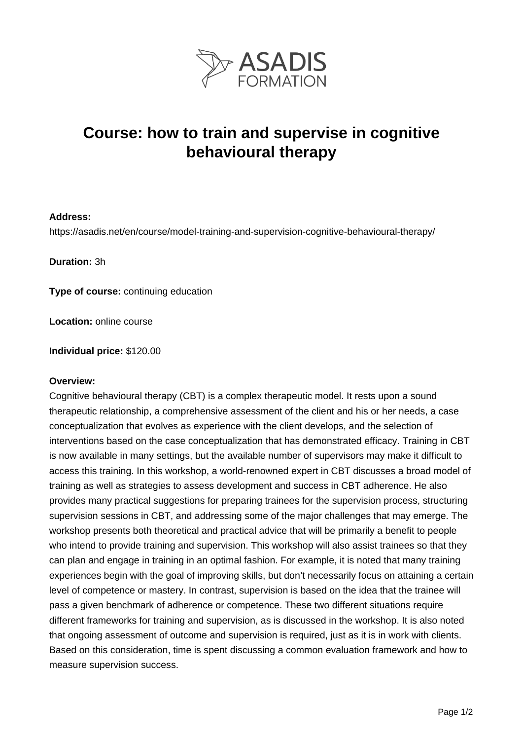ASADIS FORMATION

# Course: how to train and supervise in cognitive behavioural therapy

**Address:**
https://asadis.net/en/course/model-training-and-supervision-cognitive-behavioural-therapy/

**Duration:** 3h

**Type of course:** continuing education

**Location:** online course

**Individual price:** $120.00

**Overview:**
Cognitive behavioural therapy (CBT) is a complex therapeutic model. It rests upon a sound therapeutic relationship, a comprehensive assessment of the client and his or her needs, a case conceptualization that evolves as experience with the client develops, and the selection of interventions based on the case conceptualization that has demonstrated efficacy. Training in CBT is now available in many settings, but the available number of supervisors may make it difficult to access this training. In this workshop, a world-renowned expert in CBT discusses a broad model of training as well as strategies to assess development and success in CBT adherence. He also provides many practical suggestions for preparing trainees for the supervision process, structuring supervision sessions in CBT, and addressing some of the major challenges that may emerge. The workshop presents both theoretical and practical advice that will be primarily a benefit to people who intend to provide training and supervision. This workshop will also assist trainees so that they can plan and engage in training in an optimal fashion. For example, it is noted that many training experiences begin with the goal of improving skills, but don't necessarily focus on attaining a certain level of competence or mastery. In contrast, supervision is based on the idea that the trainee will pass a given benchmark of adherence or competence. These two different situations require different frameworks for training and supervision, as is discussed in the workshop. It is also noted that ongoing assessment of outcome and supervision is required, just as it is in work with clients. Based on this consideration, time is spent discussing a common evaluation framework and how to measure supervision success.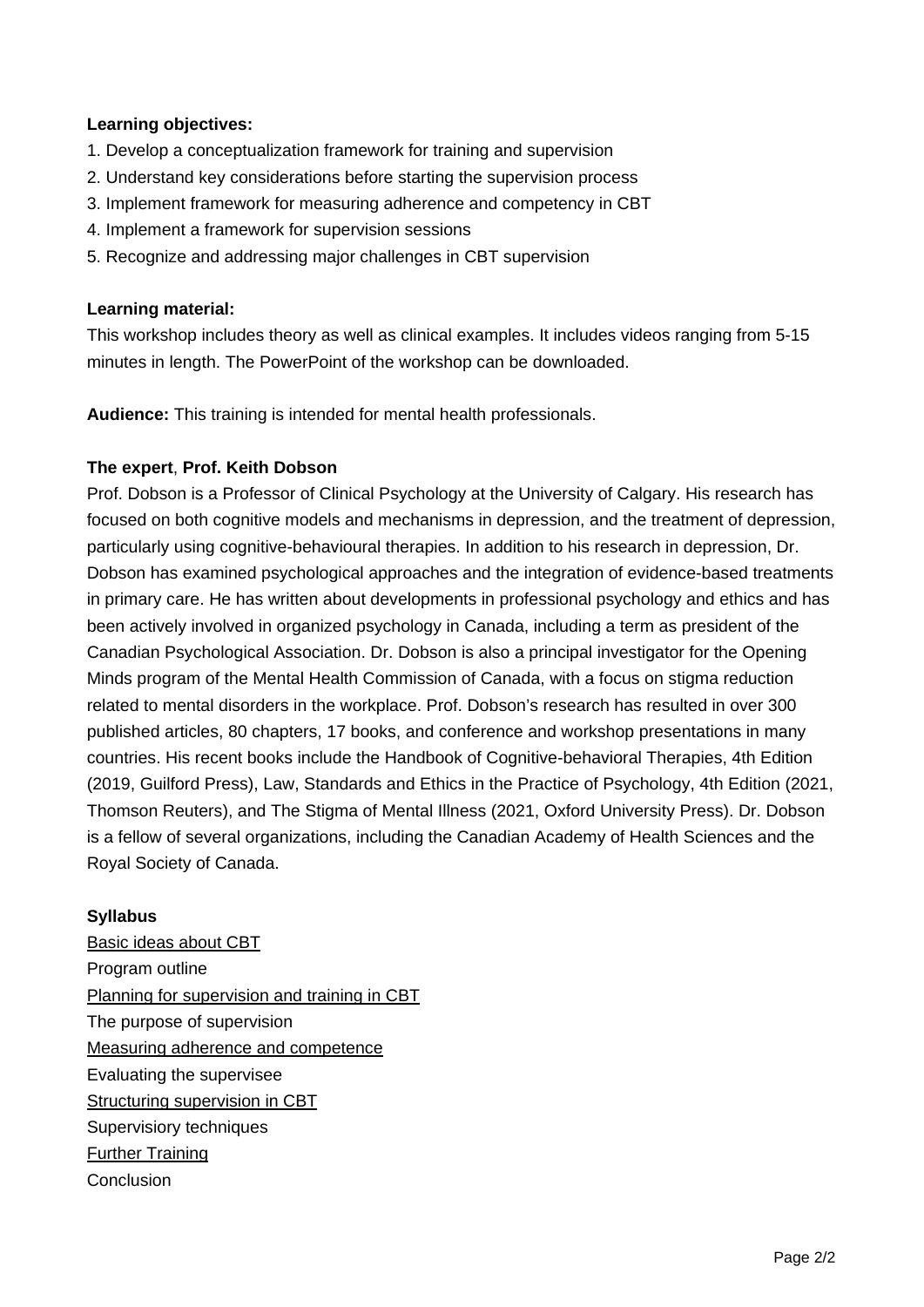**Learning objectives:**

1. Develop a conceptualization framework for training and supervision
2. Understand key considerations before starting the supervision process
3. Implement framework for measuring adherence and competency in CBT
4. Implement a framework for supervision sessions
5. Recognize and addressing major challenges in CBT supervision

**Learning material:**

This workshop includes theory as well as clinical examples. It includes videos ranging from 5-15 minutes in length. The PowerPoint of the workshop can be downloaded.

**Audience:** This training is intended for mental health professionals.

**The expert**, **Prof. Keith Dobson**

Prof. Dobson is a Professor of Clinical Psychology at the University of Calgary. His research has focused on both cognitive models and mechanisms in depression, and the treatment of depression, particularly using cognitive-behavioural therapies. In addition to his research in depression, Dr. Dobson has examined psychological approaches and the integration of evidence-based treatments in primary care. He has written about developments in professional psychology and ethics and has been actively involved in organized psychology in Canada, including a term as president of the Canadian Psychological Association. Dr. Dobson is also a principal investigator for the Opening Minds program of the Mental Health Commission of Canada, with a focus on stigma reduction related to mental disorders in the workplace. Prof. Dobson's research has resulted in over 300 published articles, 80 chapters, 17 books, and conference and workshop presentations in many countries. His recent books include the Handbook of Cognitive-behavioral Therapies, 4th Edition (2019, Guilford Press), Law, Standards and Ethics in the Practice of Psychology, 4th Edition (2021, Thomson Reuters), and The Stigma of Mental Illness (2021, Oxford University Press). Dr. Dobson is a fellow of several organizations, including the Canadian Academy of Health Sciences and the Royal Society of Canada.

**Syllabus**

Basic ideas about CBT
Program outline
Planning for supervision and training in CBT
The purpose of supervision
Measuring adherence and competence
Evaluating the supervisee
Structuring supervision in CBT
Supervisiory techniques
Further Training
Conclusion